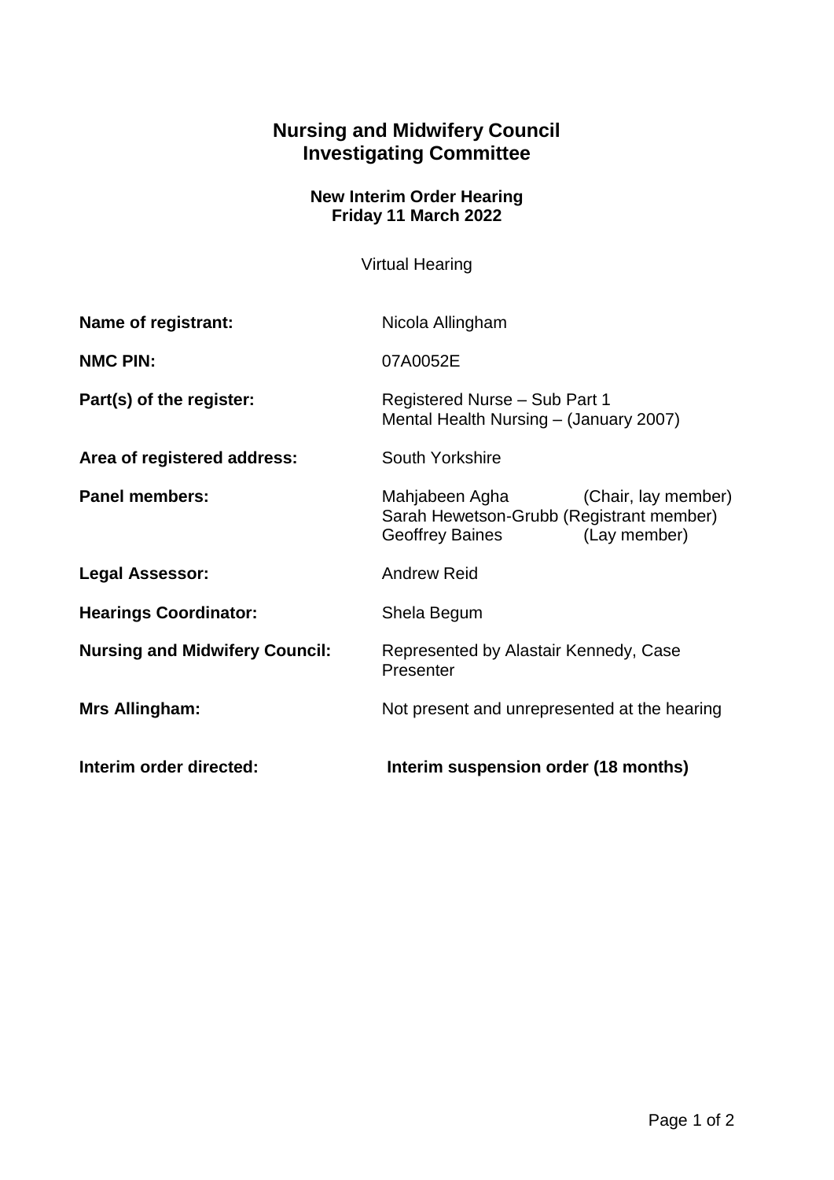# Nursing and Midwifery Council
# Investigating Committee

### New Interim Order Hearing
### Friday 11 March 2022

Virtual Hearing

| | |
|---|---|
| **Name of registrant:** | Nicola Allingham |
| **NMC PIN:** | 07A0052E |
| **Part(s) of the register:** | Registered Nurse – Sub Part 1<br>Mental Health Nursing – (January 2007) |
| **Area of registered address:** | South Yorkshire |
| **Panel members:** | Mahjabeen Agha (Chair, lay member)<br>Sarah Hewetson-Grubb (Registrant member)<br>Geoffrey Baines (Lay member) |
| **Legal Assessor:** | Andrew Reid |
| **Hearings Coordinator:** | Shela Begum |
| **Nursing and Midwifery Council:** | Represented by Alastair Kennedy, Case Presenter |
| **Mrs Allingham:** | Not present and unrepresented at the hearing |
| **Interim order directed:** | **Interim suspension order (18 months)** |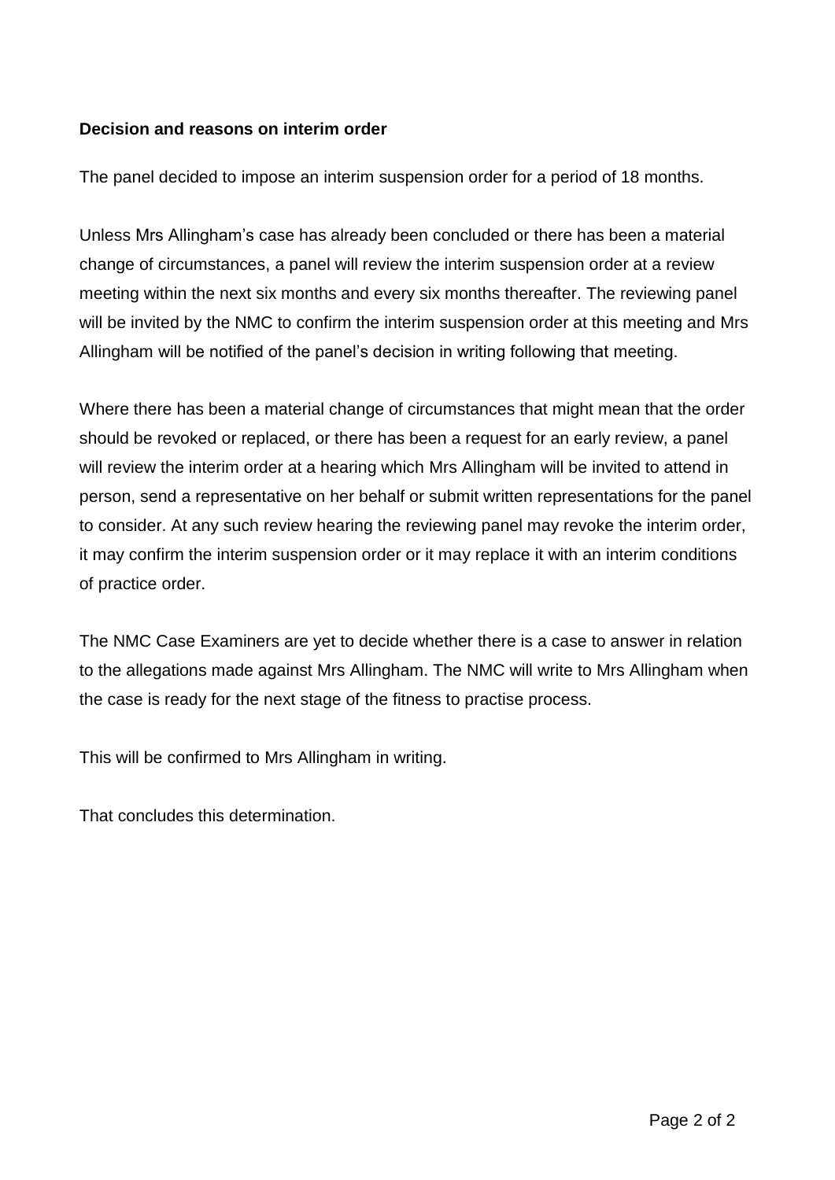**Decision and reasons on interim order**

The panel decided to impose an interim suspension order for a period of 18 months.

Unless Mrs Allingham's case has already been concluded or there has been a material change of circumstances, a panel will review the interim suspension order at a review meeting within the next six months and every six months thereafter. The reviewing panel will be invited by the NMC to confirm the interim suspension order at this meeting and Mrs Allingham will be notified of the panel's decision in writing following that meeting.

Where there has been a material change of circumstances that might mean that the order should be revoked or replaced, or there has been a request for an early review, a panel will review the interim order at a hearing which Mrs Allingham will be invited to attend in person, send a representative on her behalf or submit written representations for the panel to consider. At any such review hearing the reviewing panel may revoke the interim order, it may confirm the interim suspension order or it may replace it with an interim conditions of practice order.

The NMC Case Examiners are yet to decide whether there is a case to answer in relation to the allegations made against Mrs Allingham. The NMC will write to Mrs Allingham when the case is ready for the next stage of the fitness to practise process.

This will be confirmed to Mrs Allingham in writing.

That concludes this determination.